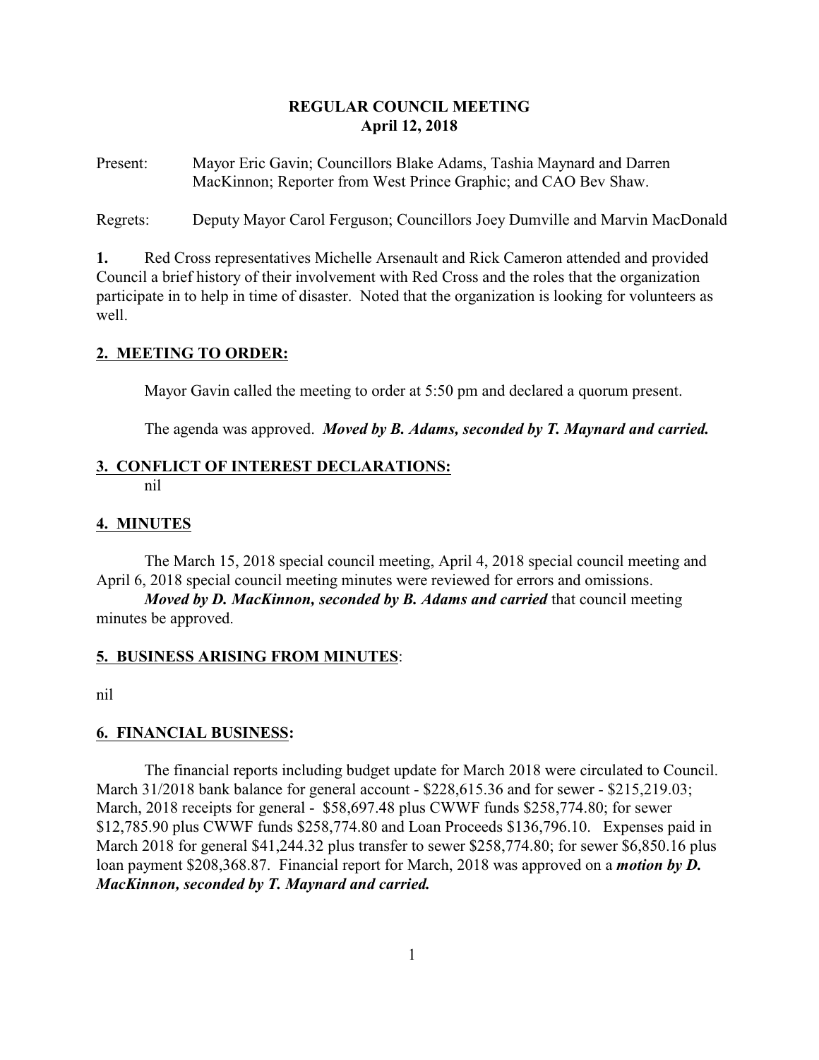# REGULAR COUNCIL MEETING
## April 12, 2018

Present: Mayor Eric Gavin; Councillors Blake Adams, Tashia Maynard and Darren MacKinnon; Reporter from West Prince Graphic; and CAO Bev Shaw.

Regrets: Deputy Mayor Carol Ferguson; Councillors Joey Dumville and Marvin MacDonald

**1.** Red Cross representatives Michelle Arsenault and Rick Cameron attended and provided Council a brief history of their involvement with Red Cross and the roles that the organization participate in to help in time of disaster. Noted that the organization is looking for volunteers as well.

**2. MEETING TO ORDER:**

Mayor Gavin called the meeting to order at 5:50 pm and declared a quorum present.

The agenda was approved. ***Moved by B. Adams, seconded by T. Maynard and carried.***

**3. CONFLICT OF INTEREST DECLARATIONS:**

nil

**4. MINUTES**

The March 15, 2018 special council meeting, April 4, 2018 special council meeting and April 6, 2018 special council meeting minutes were reviewed for errors and omissions.

***Moved by D. MacKinnon, seconded by B. Adams and carried*** that council meeting minutes be approved.

**5. BUSINESS ARISING FROM MINUTES**:

nil

**6. FINANCIAL BUSINESS:**

The financial reports including budget update for March 2018 were circulated to Council. March 31/2018 bank balance for general account - $228,615.36 and for sewer - $215,219.03; March, 2018 receipts for general - $58,697.48 plus CWWF funds $258,774.80; for sewer $12,785.90 plus CWWF funds $258,774.80 and Loan Proceeds $136,796.10. Expenses paid in March 2018 for general $41,244.32 plus transfer to sewer $258,774.80; for sewer $6,850.16 plus loan payment $208,368.87. Financial report for March, 2018 was approved on a ***motion by D. MacKinnon, seconded by T. Maynard and carried.***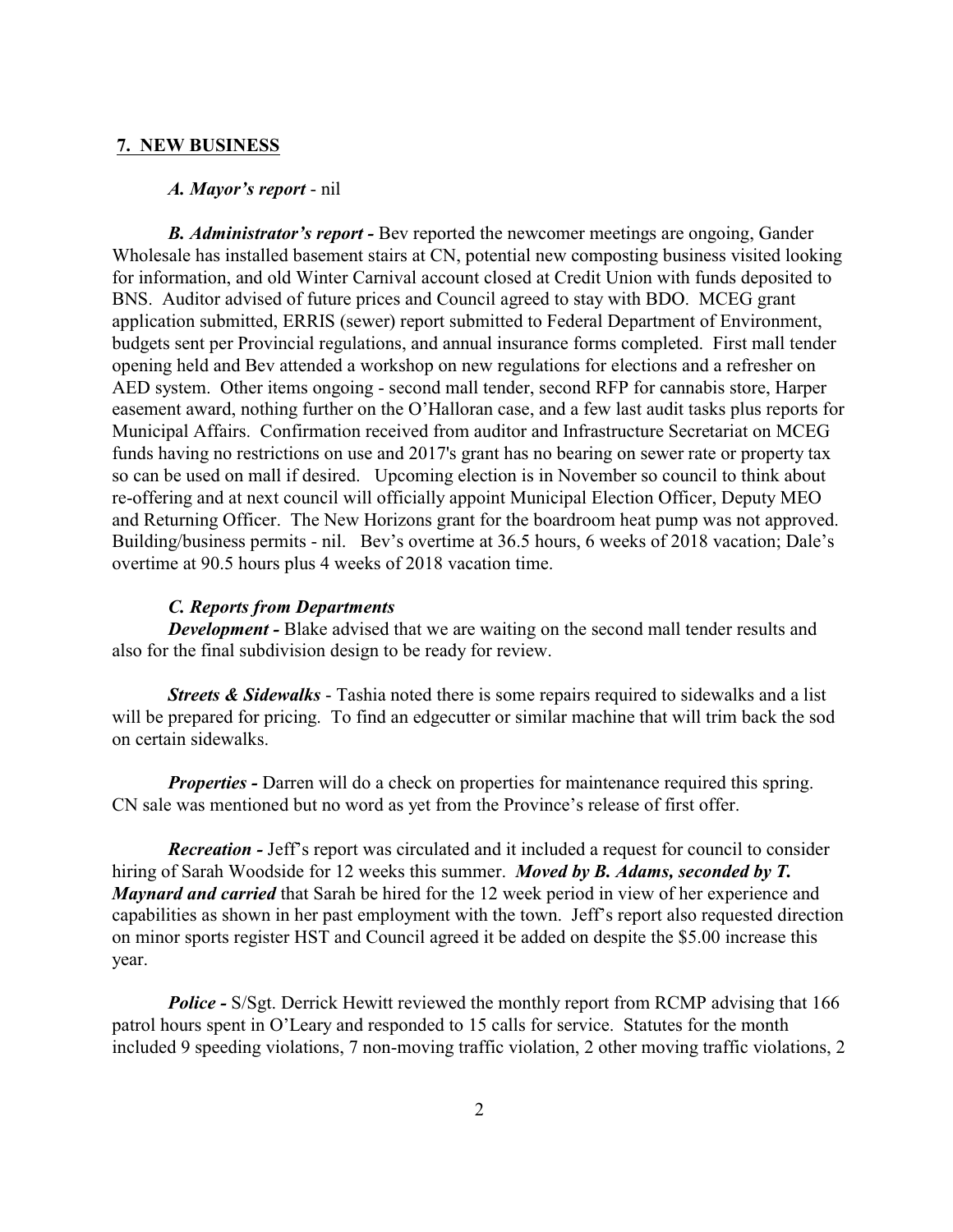## **7. NEW BUSINESS**

***A. Mayor's report*** - nil

***B. Administrator's report -*** Bev reported the newcomer meetings are ongoing, Gander Wholesale has installed basement stairs at CN, potential new composting business visited looking for information, and old Winter Carnival account closed at Credit Union with funds deposited to BNS. Auditor advised of future prices and Council agreed to stay with BDO. MCEG grant application submitted, ERRIS (sewer) report submitted to Federal Department of Environment, budgets sent per Provincial regulations, and annual insurance forms completed. First mall tender opening held and Bev attended a workshop on new regulations for elections and a refresher on AED system. Other items ongoing - second mall tender, second RFP for cannabis store, Harper easement award, nothing further on the O'Halloran case, and a few last audit tasks plus reports for Municipal Affairs. Confirmation received from auditor and Infrastructure Secretariat on MCEG funds having no restrictions on use and 2017's grant has no bearing on sewer rate or property tax so can be used on mall if desired. Upcoming election is in November so council to think about re-offering and at next council will officially appoint Municipal Election Officer, Deputy MEO and Returning Officer. The New Horizons grant for the boardroom heat pump was not approved. Building/business permits - nil. Bev's overtime at 36.5 hours, 6 weeks of 2018 vacation; Dale's overtime at 90.5 hours plus 4 weeks of 2018 vacation time.

***C. Reports from Departments***

***Development -*** Blake advised that we are waiting on the second mall tender results and also for the final subdivision design to be ready for review.

***Streets & Sidewalks*** - Tashia noted there is some repairs required to sidewalks and a list will be prepared for pricing. To find an edgecutter or similar machine that will trim back the sod on certain sidewalks.

***Properties -*** Darren will do a check on properties for maintenance required this spring. CN sale was mentioned but no word as yet from the Province's release of first offer.

***Recreation -*** Jeff's report was circulated and it included a request for council to consider hiring of Sarah Woodside for 12 weeks this summer. ***Moved by B. Adams, seconded by T. Maynard and carried*** that Sarah be hired for the 12 week period in view of her experience and capabilities as shown in her past employment with the town. Jeff's report also requested direction on minor sports register HST and Council agreed it be added on despite the $5.00 increase this year.

***Police -*** S/Sgt. Derrick Hewitt reviewed the monthly report from RCMP advising that 166 patrol hours spent in O'Leary and responded to 15 calls for service. Statutes for the month included 9 speeding violations, 7 non-moving traffic violation, 2 other moving traffic violations, 2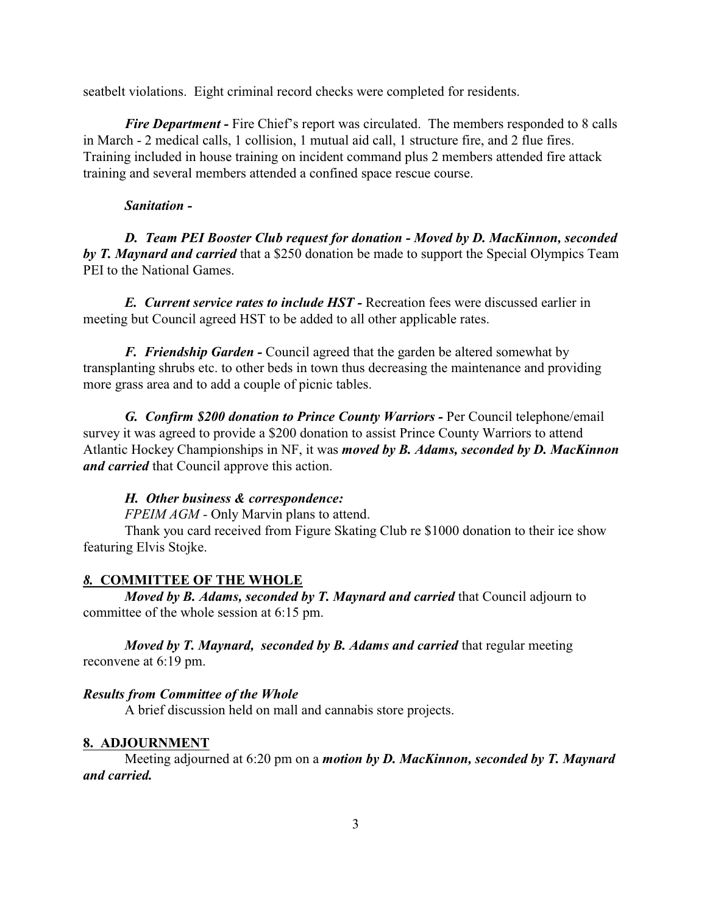seatbelt violations. Eight criminal record checks were completed for residents.

***Fire Department -*** Fire Chief's report was circulated. The members responded to 8 calls in March - 2 medical calls, 1 collision, 1 mutual aid call, 1 structure fire, and 2 flue fires. Training included in house training on incident command plus 2 members attended fire attack training and several members attended a confined space rescue course.

***Sanitation -***

***D. Team PEI Booster Club request for donation - Moved by D. MacKinnon, seconded by T. Maynard and carried*** that a $250 donation be made to support the Special Olympics Team PEI to the National Games.

***E. Current service rates to include HST -*** Recreation fees were discussed earlier in meeting but Council agreed HST to be added to all other applicable rates.

***F. Friendship Garden -*** Council agreed that the garden be altered somewhat by transplanting shrubs etc. to other beds in town thus decreasing the maintenance and providing more grass area and to add a couple of picnic tables.

***G. Confirm $200 donation to Prince County Warriors -*** Per Council telephone/email survey it was agreed to provide a $200 donation to assist Prince County Warriors to attend Atlantic Hockey Championships in NF, it was ***moved by B. Adams, seconded by D. MacKinnon and carried*** that Council approve this action.

***H. Other business & correspondence:***

*FPEIM AGM* - Only Marvin plans to attend.

Thank you card received from Figure Skating Club re $1000 donation to their ice show featuring Elvis Stojke.

## *8.* COMMITTEE OF THE WHOLE

***Moved by B. Adams, seconded by T. Maynard and carried*** that Council adjourn to committee of the whole session at 6:15 pm.

***Moved by T. Maynard, seconded by B. Adams and carried*** that regular meeting reconvene at 6:19 pm.

***Results from Committee of the Whole***

A brief discussion held on mall and cannabis store projects.

## 8. ADJOURNMENT

Meeting adjourned at 6:20 pm on a ***motion by D. MacKinnon, seconded by T. Maynard and carried.***